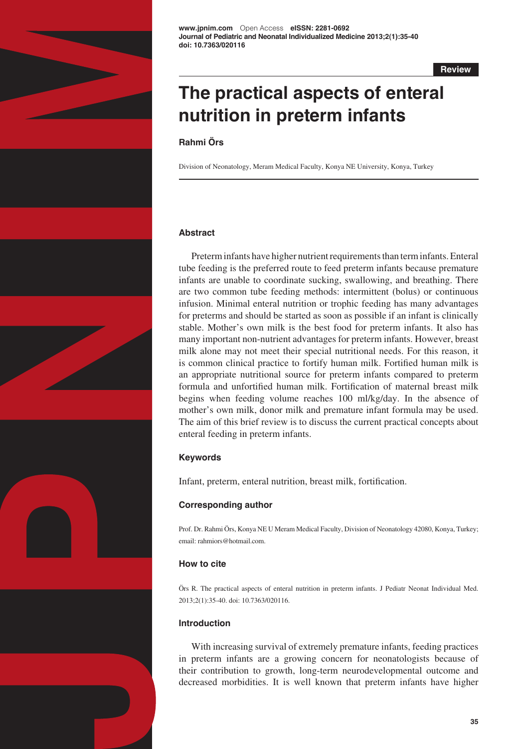# The practical aspects of enteral nutrition in preterm infants

**Rahmi Örs**

Division of Neonatology, Meram Medical Faculty, Konya NE University, Konya, Turkey

## Abstract

Preterm infants have higher nutrient requirements than term infants. Enteral tube feeding is the preferred route to feed preterm infants because premature infants are unable to coordinate sucking, swallowing, and breathing. There are two common tube feeding methods: intermittent (bolus) or continuous infusion. Minimal enteral nutrition or trophic feeding has many advantages for preterms and should be started as soon as possible if an infant is clinically stable. Mother's own milk is the best food for preterm infants. It also has many important non-nutrient advantages for preterm infants. However, breast milk alone may not meet their special nutritional needs. For this reason, it is common clinical practice to fortify human milk. Fortified human milk is an appropriate nutritional source for preterm infants compared to preterm formula and unfortified human milk. Fortification of maternal breast milk begins when feeding volume reaches 100 ml/kg/day. In the absence of mother's own milk, donor milk and premature infant formula may be used. The aim of this brief review is to discuss the current practical concepts about enteral feeding in preterm infants.

## Keywords

Infant, preterm, enteral nutrition, breast milk, fortification.

## Corresponding author

Prof. Dr. Rahmi Örs, Konya NE U Meram Medical Faculty, Division of Neonatology 42080, Konya, Turkey; email: rahmiors@hotmail.com.

## How to cite

Örs R. The practical aspects of enteral nutrition in preterm infants. J Pediatr Neonat Individual Med. 2013;2(1):35-40. doi: 10.7363/020116.

## Introduction

With increasing survival of extremely premature infants, feeding practices in preterm infants are a growing concern for neonatologists because of their contribution to growth, long-term neurodevelopmental outcome and decreased morbidities. It is well known that preterm infants have higher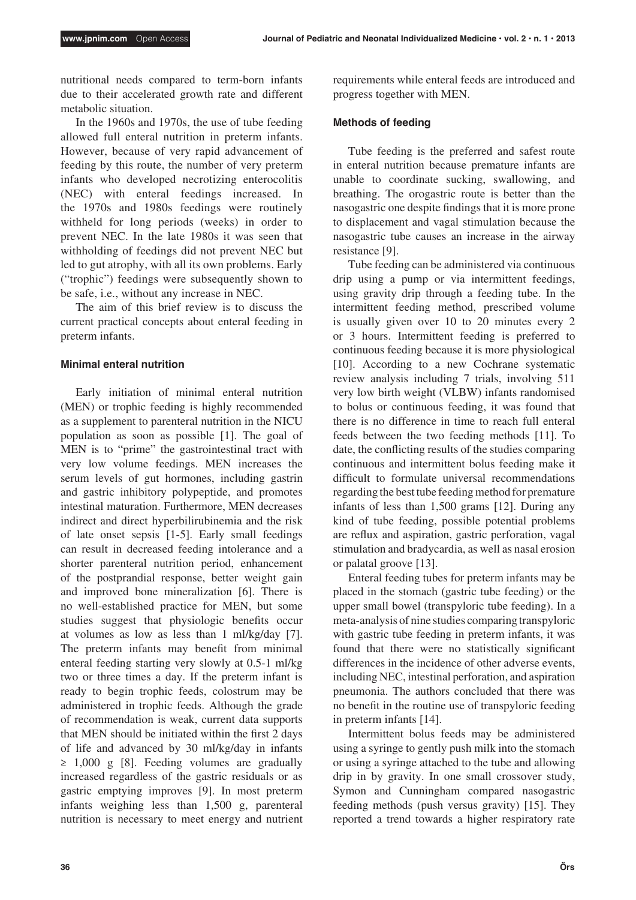nutritional needs compared to term-born infants due to their accelerated growth rate and different metabolic situation.

In the 1960s and 1970s, the use of tube feeding allowed full enteral nutrition in preterm infants. However, because of very rapid advancement of feeding by this route, the number of very preterm infants who developed necrotizing enterocolitis (NEC) with enteral feedings increased. In the 1970s and 1980s feedings were routinely withheld for long periods (weeks) in order to prevent NEC. In the late 1980s it was seen that withholding of feedings did not prevent NEC but led to gut atrophy, with all its own problems. Early ("trophic") feedings were subsequently shown to be safe, i.e., without any increase in NEC.

The aim of this brief review is to discuss the current practical concepts about enteral feeding in preterm infants.

### Minimal enteral nutrition

Early initiation of minimal enteral nutrition (MEN) or trophic feeding is highly recommended as a supplement to parenteral nutrition in the NICU population as soon as possible [1]. The goal of MEN is to "prime" the gastrointestinal tract with very low volume feedings. MEN increases the serum levels of gut hormones, including gastrin and gastric inhibitory polypeptide, and promotes intestinal maturation. Furthermore, MEN decreases indirect and direct hyperbilirubinemia and the risk of late onset sepsis [1-5]. Early small feedings can result in decreased feeding intolerance and a shorter parenteral nutrition period, enhancement of the postprandial response, better weight gain and improved bone mineralization [6]. There is no well-established practice for MEN, but some studies suggest that physiologic benefits occur at volumes as low as less than 1 ml/kg/day [7]. The preterm infants may benefit from minimal enteral feeding starting very slowly at 0.5-1 ml/kg two or three times a day. If the preterm infant is ready to begin trophic feeds, colostrum may be administered in trophic feeds. Although the grade of recommendation is weak, current data supports that MEN should be initiated within the first 2 days of life and advanced by 30 ml/kg/day in infants ≥ 1,000 g [8]. Feeding volumes are gradually increased regardless of the gastric residuals or as gastric emptying improves [9]. In most preterm infants weighing less than 1,500 g, parenteral nutrition is necessary to meet energy and nutrient requirements while enteral feeds are introduced and progress together with MEN.

### Methods of feeding

Tube feeding is the preferred and safest route in enteral nutrition because premature infants are unable to coordinate sucking, swallowing, and breathing. The orogastric route is better than the nasogastric one despite findings that it is more prone to displacement and vagal stimulation because the nasogastric tube causes an increase in the airway resistance [9].

Tube feeding can be administered via continuous drip using a pump or via intermittent feedings, using gravity drip through a feeding tube. In the intermittent feeding method, prescribed volume is usually given over 10 to 20 minutes every 2 or 3 hours. Intermittent feeding is preferred to continuous feeding because it is more physiological [10]. According to a new Cochrane systematic review analysis including 7 trials, involving 511 very low birth weight (VLBW) infants randomised to bolus or continuous feeding, it was found that there is no difference in time to reach full enteral feeds between the two feeding methods [11]. To date, the conflicting results of the studies comparing continuous and intermittent bolus feeding make it difficult to formulate universal recommendations regarding the best tube feeding method for premature infants of less than 1,500 grams [12]. During any kind of tube feeding, possible potential problems are reflux and aspiration, gastric perforation, vagal stimulation and bradycardia, as well as nasal erosion or palatal groove [13].

Enteral feeding tubes for preterm infants may be placed in the stomach (gastric tube feeding) or the upper small bowel (transpyloric tube feeding). In a meta-analysis of nine studies comparing transpyloric with gastric tube feeding in preterm infants, it was found that there were no statistically significant differences in the incidence of other adverse events, including NEC, intestinal perforation, and aspiration pneumonia. The authors concluded that there was no benefit in the routine use of transpyloric feeding in preterm infants [14].

Intermittent bolus feeds may be administered using a syringe to gently push milk into the stomach or using a syringe attached to the tube and allowing drip in by gravity. In one small crossover study, Symon and Cunningham compared nasogastric feeding methods (push versus gravity) [15]. They reported a trend towards a higher respiratory rate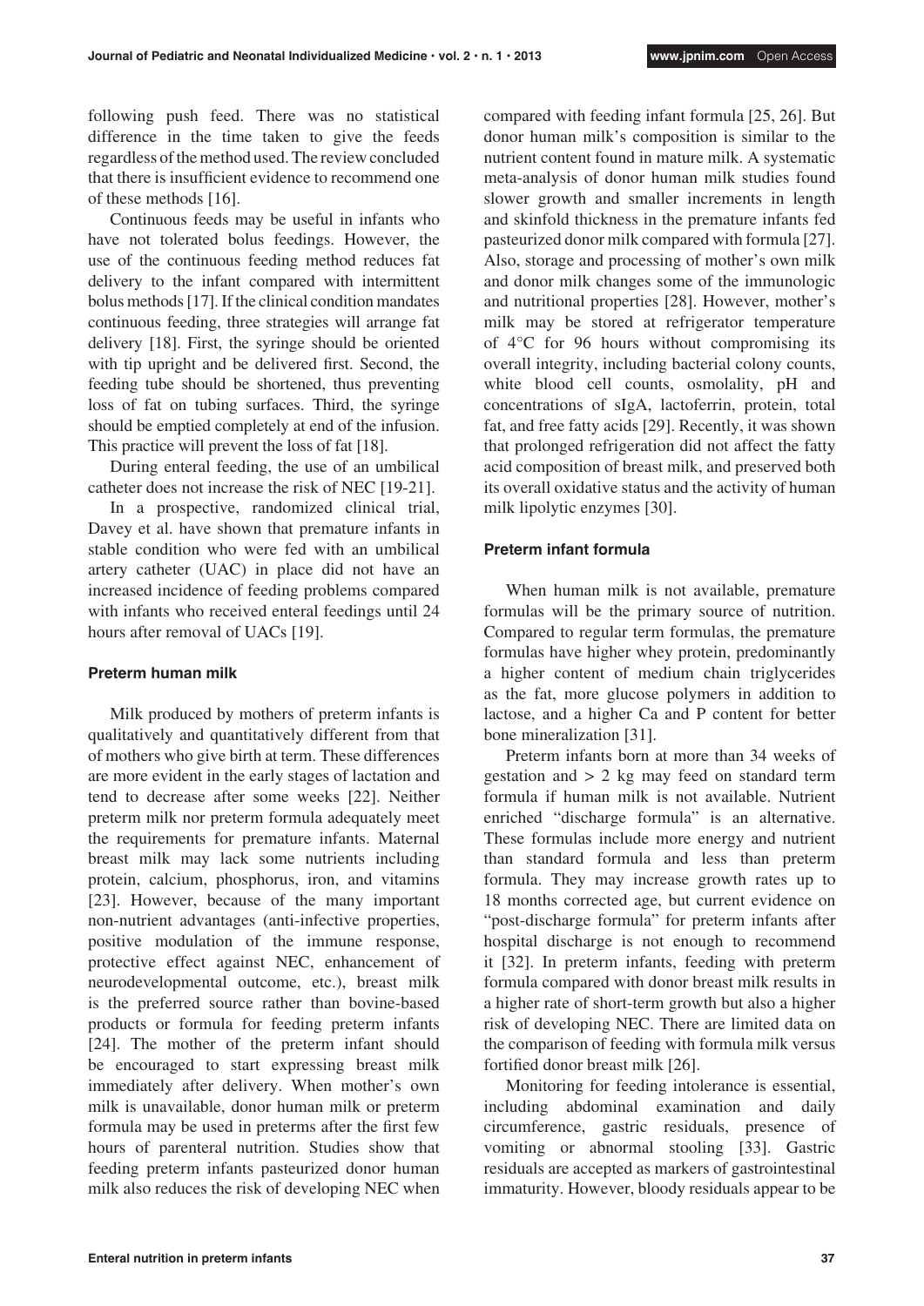following push feed. There was no statistical difference in the time taken to give the feeds regardless of the method used. The review concluded that there is insufficient evidence to recommend one of these methods [16].

Continuous feeds may be useful in infants who have not tolerated bolus feedings. However, the use of the continuous feeding method reduces fat delivery to the infant compared with intermittent bolus methods [17]. If the clinical condition mandates continuous feeding, three strategies will arrange fat delivery [18]. First, the syringe should be oriented with tip upright and be delivered first. Second, the feeding tube should be shortened, thus preventing loss of fat on tubing surfaces. Third, the syringe should be emptied completely at end of the infusion. This practice will prevent the loss of fat [18].

During enteral feeding, the use of an umbilical catheter does not increase the risk of NEC [19-21].

In a prospective, randomized clinical trial, Davey et al. have shown that premature infants in stable condition who were fed with an umbilical artery catheter (UAC) in place did not have an increased incidence of feeding problems compared with infants who received enteral feedings until 24 hours after removal of UACs [19].

### Preterm human milk

Milk produced by mothers of preterm infants is qualitatively and quantitatively different from that of mothers who give birth at term. These differences are more evident in the early stages of lactation and tend to decrease after some weeks [22]. Neither preterm milk nor preterm formula adequately meet the requirements for premature infants. Maternal breast milk may lack some nutrients including protein, calcium, phosphorus, iron, and vitamins [23]. However, because of the many important non-nutrient advantages (anti-infective properties, positive modulation of the immune response, protective effect against NEC, enhancement of neurodevelopmental outcome, etc.), breast milk is the preferred source rather than bovine-based products or formula for feeding preterm infants [24]. The mother of the preterm infant should be encouraged to start expressing breast milk immediately after delivery. When mother's own milk is unavailable, donor human milk or preterm formula may be used in preterms after the first few hours of parenteral nutrition. Studies show that feeding preterm infants pasteurized donor human milk also reduces the risk of developing NEC when compared with feeding infant formula [25, 26]. But donor human milk's composition is similar to the nutrient content found in mature milk. A systematic meta-analysis of donor human milk studies found slower growth and smaller increments in length and skinfold thickness in the premature infants fed pasteurized donor milk compared with formula [27]. Also, storage and processing of mother's own milk and donor milk changes some of the immunologic and nutritional properties [28]. However, mother's milk may be stored at refrigerator temperature of 4°C for 96 hours without compromising its overall integrity, including bacterial colony counts, white blood cell counts, osmolality, pH and concentrations of sIgA, lactoferrin, protein, total fat, and free fatty acids [29]. Recently, it was shown that prolonged refrigeration did not affect the fatty acid composition of breast milk, and preserved both its overall oxidative status and the activity of human milk lipolytic enzymes [30].

### Preterm infant formula

When human milk is not available, premature formulas will be the primary source of nutrition. Compared to regular term formulas, the premature formulas have higher whey protein, predominantly a higher content of medium chain triglycerides as the fat, more glucose polymers in addition to lactose, and a higher Ca and P content for better bone mineralization [31].

Preterm infants born at more than 34 weeks of gestation and > 2 kg may feed on standard term formula if human milk is not available. Nutrient enriched "discharge formula" is an alternative. These formulas include more energy and nutrient than standard formula and less than preterm formula. They may increase growth rates up to 18 months corrected age, but current evidence on "post-discharge formula" for preterm infants after hospital discharge is not enough to recommend it [32]. In preterm infants, feeding with preterm formula compared with donor breast milk results in a higher rate of short-term growth but also a higher risk of developing NEC. There are limited data on the comparison of feeding with formula milk versus fortified donor breast milk [26].

Monitoring for feeding intolerance is essential, including abdominal examination and daily circumference, gastric residuals, presence of vomiting or abnormal stooling [33]. Gastric residuals are accepted as markers of gastrointestinal immaturity. However, bloody residuals appear to be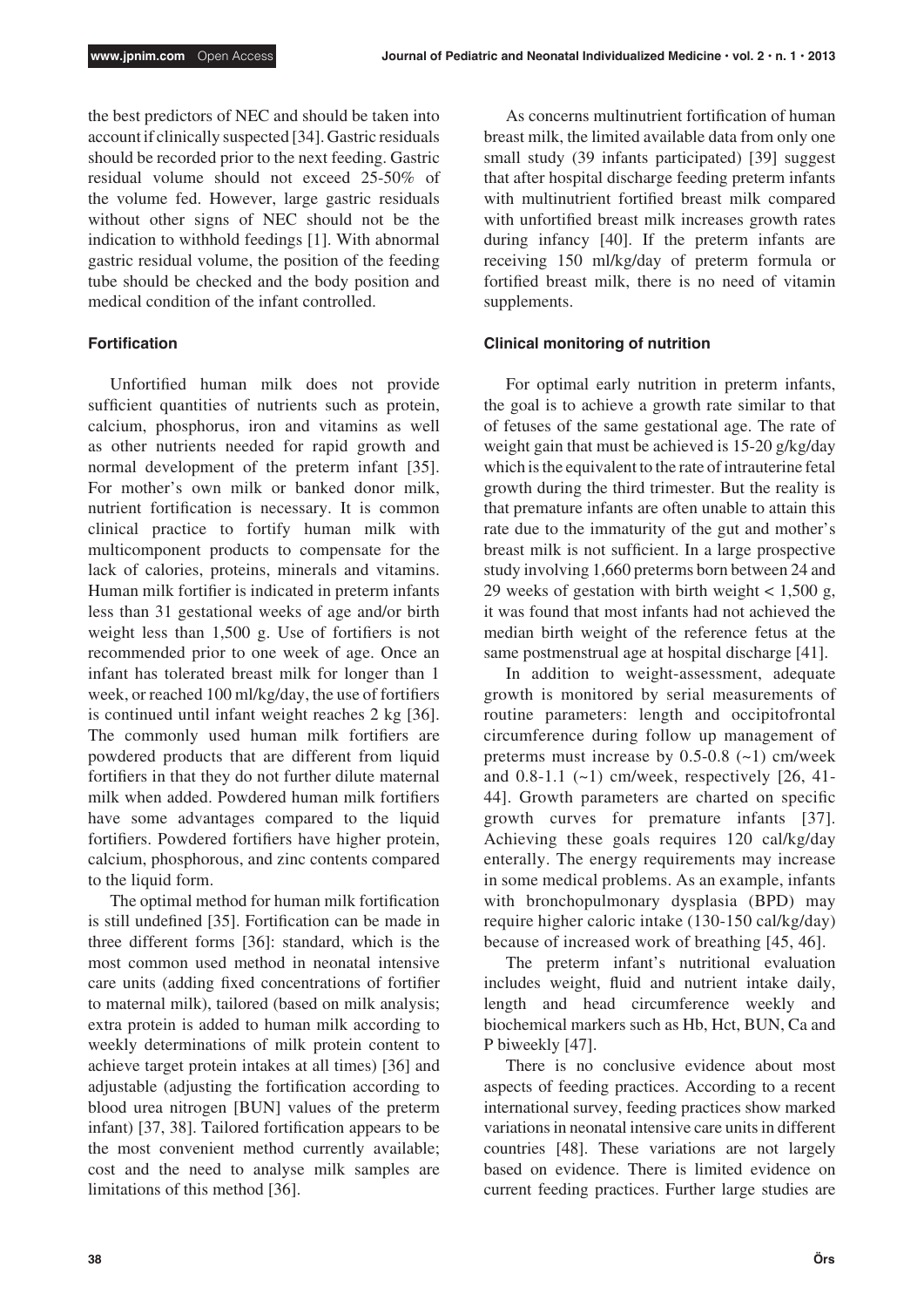the best predictors of NEC and should be taken into account if clinically suspected [34]. Gastric residuals should be recorded prior to the next feeding. Gastric residual volume should not exceed 25-50% of the volume fed. However, large gastric residuals without other signs of NEC should not be the indication to withhold feedings [1]. With abnormal gastric residual volume, the position of the feeding tube should be checked and the body position and medical condition of the infant controlled.

### Fortification

Unfortified human milk does not provide sufficient quantities of nutrients such as protein, calcium, phosphorus, iron and vitamins as well as other nutrients needed for rapid growth and normal development of the preterm infant [35]. For mother's own milk or banked donor milk, nutrient fortification is necessary. It is common clinical practice to fortify human milk with multicomponent products to compensate for the lack of calories, proteins, minerals and vitamins. Human milk fortifier is indicated in preterm infants less than 31 gestational weeks of age and/or birth weight less than 1,500 g. Use of fortifiers is not recommended prior to one week of age. Once an infant has tolerated breast milk for longer than 1 week, or reached 100 ml/kg/day, the use of fortifiers is continued until infant weight reaches 2 kg [36]. The commonly used human milk fortifiers are powdered products that are different from liquid fortifiers in that they do not further dilute maternal milk when added. Powdered human milk fortifiers have some advantages compared to the liquid fortifiers. Powdered fortifiers have higher protein, calcium, phosphorous, and zinc contents compared to the liquid form.

The optimal method for human milk fortification is still undefined [35]. Fortification can be made in three different forms [36]: standard, which is the most common used method in neonatal intensive care units (adding fixed concentrations of fortifier to maternal milk), tailored (based on milk analysis; extra protein is added to human milk according to weekly determinations of milk protein content to achieve target protein intakes at all times) [36] and adjustable (adjusting the fortification according to blood urea nitrogen [BUN] values of the preterm infant) [37, 38]. Tailored fortification appears to be the most convenient method currently available; cost and the need to analyse milk samples are limitations of this method [36].

As concerns multinutrient fortification of human breast milk, the limited available data from only one small study (39 infants participated) [39] suggest that after hospital discharge feeding preterm infants with multinutrient fortified breast milk compared with unfortified breast milk increases growth rates during infancy [40]. If the preterm infants are receiving 150 ml/kg/day of preterm formula or fortified breast milk, there is no need of vitamin supplements.

### Clinical monitoring of nutrition

For optimal early nutrition in preterm infants, the goal is to achieve a growth rate similar to that of fetuses of the same gestational age. The rate of weight gain that must be achieved is 15-20 g/kg/day which is the equivalent to the rate of intrauterine fetal growth during the third trimester. But the reality is that premature infants are often unable to attain this rate due to the immaturity of the gut and mother's breast milk is not sufficient. In a large prospective study involving 1,660 preterms born between 24 and 29 weeks of gestation with birth weight < 1,500 g, it was found that most infants had not achieved the median birth weight of the reference fetus at the same postmenstrual age at hospital discharge [41].

In addition to weight-assessment, adequate growth is monitored by serial measurements of routine parameters: length and occipitofrontal circumference during follow up management of preterms must increase by 0.5-0.8 (~1) cm/week and 0.8-1.1 (~1) cm/week, respectively [26, 41-44]. Growth parameters are charted on specific growth curves for premature infants [37]. Achieving these goals requires 120 cal/kg/day enterally. The energy requirements may increase in some medical problems. As an example, infants with bronchopulmonary dysplasia (BPD) may require higher caloric intake (130-150 cal/kg/day) because of increased work of breathing [45, 46].

The preterm infant's nutritional evaluation includes weight, fluid and nutrient intake daily, length and head circumference weekly and biochemical markers such as Hb, Hct, BUN, Ca and P biweekly [47].

There is no conclusive evidence about most aspects of feeding practices. According to a recent international survey, feeding practices show marked variations in neonatal intensive care units in different countries [48]. These variations are not largely based on evidence. There is limited evidence on current feeding practices. Further large studies are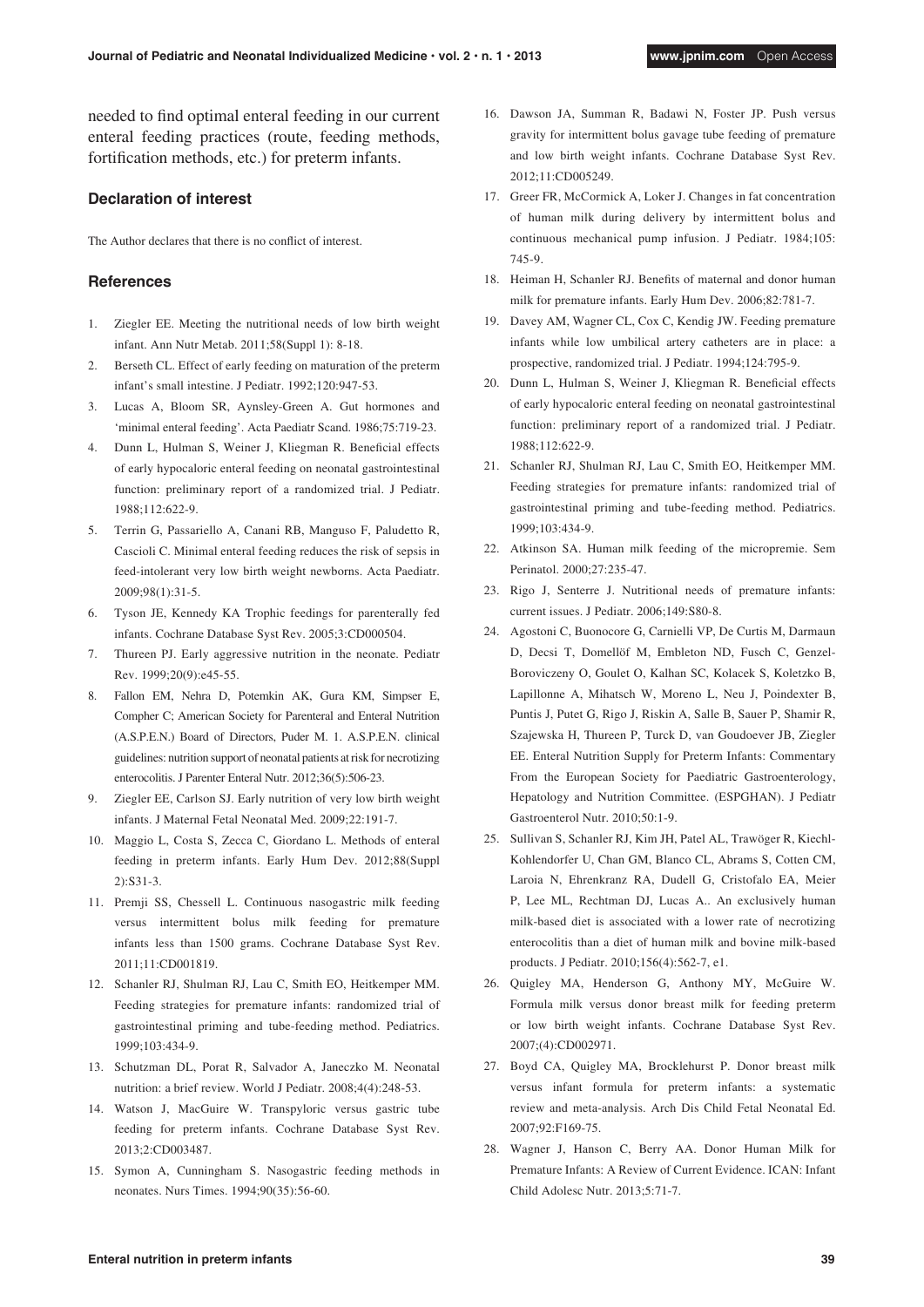needed to find optimal enteral feeding in our current enteral feeding practices (route, feeding methods, fortification methods, etc.) for preterm infants.

## Declaration of interest

The Author declares that there is no conflict of interest.

## References

1. Ziegler EE. Meeting the nutritional needs of low birth weight infant. Ann Nutr Metab. 2011;58(Suppl 1): 8-18.
2. Berseth CL. Effect of early feeding on maturation of the preterm infant's small intestine. J Pediatr. 1992;120:947-53.
3. Lucas A, Bloom SR, Aynsley-Green A. Gut hormones and 'minimal enteral feeding'. Acta Paediatr Scand. 1986;75:719-23.
4. Dunn L, Hulman S, Weiner J, Kliegman R. Beneficial effects of early hypocaloric enteral feeding on neonatal gastrointestinal function: preliminary report of a randomized trial. J Pediatr. 1988;112:622-9.
5. Terrin G, Passariello A, Canani RB, Manguso F, Paludetto R, Cascioli C. Minimal enteral feeding reduces the risk of sepsis in feed-intolerant very low birth weight newborns. Acta Paediatr. 2009;98(1):31-5.
6. Tyson JE, Kennedy KA Trophic feedings for parenterally fed infants. Cochrane Database Syst Rev. 2005;3:CD000504.
7. Thureen PJ. Early aggressive nutrition in the neonate. Pediatr Rev. 1999;20(9):e45-55.
8. Fallon EM, Nehra D, Potemkin AK, Gura KM, Simpser E, Compher C; American Society for Parenteral and Enteral Nutrition (A.S.P.E.N.) Board of Directors, Puder M. 1. A.S.P.E.N. clinical guidelines: nutrition support of neonatal patients at risk for necrotizing enterocolitis. J Parenter Enteral Nutr. 2012;36(5):506-23.
9. Ziegler EE, Carlson SJ. Early nutrition of very low birth weight infants. J Maternal Fetal Neonatal Med. 2009;22:191-7.
10. Maggio L, Costa S, Zecca C, Giordano L. Methods of enteral feeding in preterm infants. Early Hum Dev. 2012;88(Suppl 2):S31-3.
11. Premji SS, Chessell L. Continuous nasogastric milk feeding versus intermittent bolus milk feeding for premature infants less than 1500 grams. Cochrane Database Syst Rev. 2011;11:CD001819.
12. Schanler RJ, Shulman RJ, Lau C, Smith EO, Heitkemper MM. Feeding strategies for premature infants: randomized trial of gastrointestinal priming and tube-feeding method. Pediatrics. 1999;103:434-9.
13. Schutzman DL, Porat R, Salvador A, Janeczko M. Neonatal nutrition: a brief review. World J Pediatr. 2008;4(4):248-53.
14. Watson J, MacGuire W. Transpyloric versus gastric tube feeding for preterm infants. Cochrane Database Syst Rev. 2013;2:CD003487.
15. Symon A, Cunningham S. Nasogastric feeding methods in neonates. Nurs Times. 1994;90(35):56-60.
16. Dawson JA, Summan R, Badawi N, Foster JP. Push versus gravity for intermittent bolus gavage tube feeding of premature and low birth weight infants. Cochrane Database Syst Rev. 2012;11:CD005249.
17. Greer FR, McCormick A, Loker J. Changes in fat concentration of human milk during delivery by intermittent bolus and continuous mechanical pump infusion. J Pediatr. 1984;105: 745-9.
18. Heiman H, Schanler RJ. Benefits of maternal and donor human milk for premature infants. Early Hum Dev. 2006;82:781-7.
19. Davey AM, Wagner CL, Cox C, Kendig JW. Feeding premature infants while low umbilical artery catheters are in place: a prospective, randomized trial. J Pediatr. 1994;124:795-9.
20. Dunn L, Hulman S, Weiner J, Kliegman R. Beneficial effects of early hypocaloric enteral feeding on neonatal gastrointestinal function: preliminary report of a randomized trial. J Pediatr. 1988;112:622-9.
21. Schanler RJ, Shulman RJ, Lau C, Smith EO, Heitkemper MM. Feeding strategies for premature infants: randomized trial of gastrointestinal priming and tube-feeding method. Pediatrics. 1999;103:434-9.
22. Atkinson SA. Human milk feeding of the micropremie. Sem Perinatol. 2000;27:235-47.
23. Rigo J, Senterre J. Nutritional needs of premature infants: current issues. J Pediatr. 2006;149:S80-8.
24. Agostoni C, Buonocore G, Carnielli VP, De Curtis M, Darmaun D, Decsi T, Domellöf M, Embleton ND, Fusch C, Genzel-Boroviczeny O, Goulet O, Kalhan SC, Kolacek S, Koletzko B, Lapillonne A, Mihatsch W, Moreno L, Neu J, Poindexter B, Puntis J, Putet G, Rigo J, Riskin A, Salle B, Sauer P, Shamir R, Szajewska H, Thureen P, Turck D, van Goudoever JB, Ziegler EE. Enteral Nutrition Supply for Preterm Infants: Commentary From the European Society for Paediatric Gastroenterology, Hepatology and Nutrition Committee. (ESPGHAN). J Pediatr Gastroenterol Nutr. 2010;50:1-9.
25. Sullivan S, Schanler RJ, Kim JH, Patel AL, Trawöger R, Kiechl-Kohlendorfer U, Chan GM, Blanco CL, Abrams S, Cotten CM, Laroia N, Ehrenkranz RA, Dudell G, Cristofalo EA, Meier P, Lee ML, Rechtman DJ, Lucas A.. An exclusively human milk-based diet is associated with a lower rate of necrotizing enterocolitis than a diet of human milk and bovine milk-based products. J Pediatr. 2010;156(4):562-7, e1.
26. Quigley MA, Henderson G, Anthony MY, McGuire W. Formula milk versus donor breast milk for feeding preterm or low birth weight infants. Cochrane Database Syst Rev. 2007;(4):CD002971.
27. Boyd CA, Quigley MA, Brocklehurst P. Donor breast milk versus infant formula for preterm infants: a systematic review and meta-analysis. Arch Dis Child Fetal Neonatal Ed. 2007;92:F169-75.
28. Wagner J, Hanson C, Berry AA. Donor Human Milk for Premature Infants: A Review of Current Evidence. ICAN: Infant Child Adolesc Nutr. 2013;5:71-7.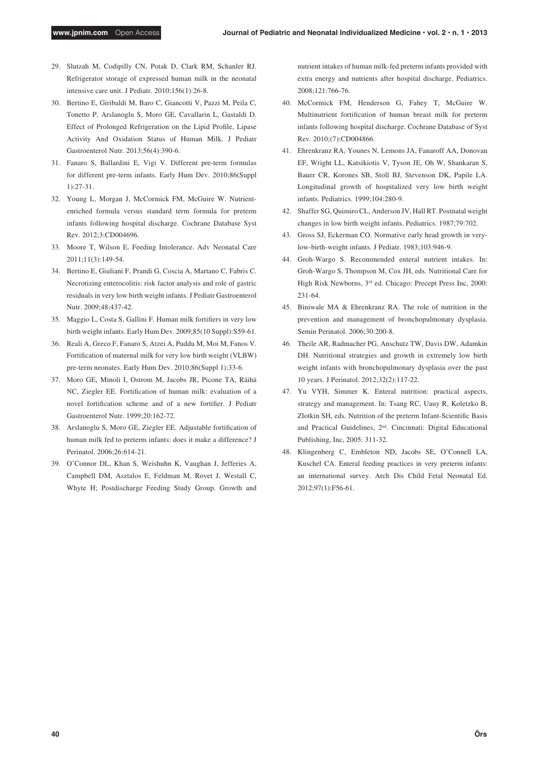29. Slutzah M, Codipilly CN, Potak D, Clark RM, Schanler RJ. Refrigerator storage of expressed human milk in the neonatal intensive care unit. J Pediatr. 2010;156(1):26-8.
30. Bertino E, Giribaldi M, Baro C, Giancotti V, Pazzi M, Peila C, Tonetto P, Arslanoglu S, Moro GE, Cavallarin L, Gastaldi D. Effect of Prolonged Refrigeration on the Lipid Profile, Lipase Activity And Oxidation Status of Human Milk. J Pediatr Gastroenterol Nutr. 2013;56(4):390-6.
31. Fanaro S, Ballardini E, Vigi V. Different pre-term formulas for different pre-term infants. Early Hum Dev. 2010;86(Suppl 1):27-31.
32. Young L, Morgan J, McCormick FM, McGuire W. Nutrient-enriched formula versus standard term formula for preterm infants following hospital discharge. Cochrane Database Syst Rev. 2012;3:CD004696.
33. Moore T, Wilson E. Feeding Intolerance. Adv Neonatal Care 2011;11(3):149-54.
34. Bertino E, Giuliani F, Prandi G, Coscia A, Martano C, Fabris C. Necrotizing enterocolitis: risk factor analysis and role of gastric residuals in very low birth weight infants. J Pediatr Gastroenterol Nutr. 2009;48:437-42.
35. Maggio L, Costa S, Gallini F. Human milk fortifiers in very low birth weight infants. Early Hum Dev. 2009;85(10 Suppl):S59-61.
36. Reali A, Greco F, Fanaro S, Atzei A, Puddu M, Moi M, Fanos V. Fortification of maternal milk for very low birth weight (VLBW) pre-term neonates. Early Hum Dev. 2010;86(Suppl 1):33-6.
37. Moro GE, Minoli I, Ostrom M, Jacobs JR, Picone TA, Räihä NC, Ziegler EE. Fortification of human milk: evaluation of a novel fortification scheme and of a new fortifier. J Pediatr Gastroenterol Nutr. 1999;20:162-72.
38. Arslanoglu S, Moro GE, Ziegler EE. Adjustable fortification of human milk fed to preterm infants: does it make a difference? J Perinatol. 2006;26:614-21.
39. O'Connor DL, Khan S, Weishuhn K, Vaughan J, Jefferies A, Campbell DM, Asztalos E, Feldman M, Rovet J, Westall C, Whyte H; Postdischarge Feeding Study Group. Growth and nutrient intakes of human milk-fed preterm infants provided with extra energy and nutrients after hospital discharge. Pediatrics. 2008;121:766-76.
40. McCormick FM, Henderson G, Fahey T, McGuire W. Multinutrient fortification of human breast milk for preterm infants following hospital discharge. Cochrane Database of Syst Rev. 2010;(7):CD004866.
41. Ehrenkranz RA, Younes N, Lemons JA, Fanaroff AA, Donovan EF, Wright LL, Katsikiotis V, Tyson JE, Oh W, Shankaran S, Bauer CR, Korones SB, Stoll BJ, Stevenson DK, Papile LA. Longitudinal growth of hospitalized very low birth weight infants. Pediatrics. 1999;104:280-9.
42. Shaffer SG, Quimiro CL, Anderson JV, Hall RT. Postnatal weight changes in low birth weight infants. Pediatrics. 1987;79:702.
43. Gross SJ, Eckerman CO. Normative early head growth in very-low-birth-weight infants. J Pediatr. 1983;103:946-9.
44. Groh-Wargo S. Recommended enteral nutrient intakes. In: Groh-Wargo S, Thompson M, Cox JH, eds. Nutritional Care for High Risk Newborns, 3rd ed. Chicago: Precept Press Inc, 2000: 231-64.
45. Biniwale MA & Ehrenkranz RA. The role of nutrition in the prevention and management of bronchopulmonary dysplasia. Semin Perinatol. 2006;30:200-8.
46. Theile AR, Radmacher PG, Anschutz TW, Davis DW, Adamkin DH. Nutritional strategies and growth in extremely low birth weight infants with bronchopulmonary dysplasia over the past 10 years. J Perinatol. 2012;32(2):117-22.
47. Yu VYH, Simmer K. Enteral nutrition: practical aspects, strategy and management. In: Tsang RC, Uauy R, Koletzko B, Zlotkin SH, eds. Nutrition of the preterm Infant-Scientific Basis and Practical Guidelines, 2nd. Cincinnati: Digital Educational Publishing, Inc, 2005: 311-32.
48. Klingenberg C, Embleton ND, Jacobs SE, O'Connell LA, Kuschel CA. Enteral feeding practices in very preterm infants: an international survey. Arch Dis Child Fetal Neonatal Ed. 2012;97(1):F56-61.